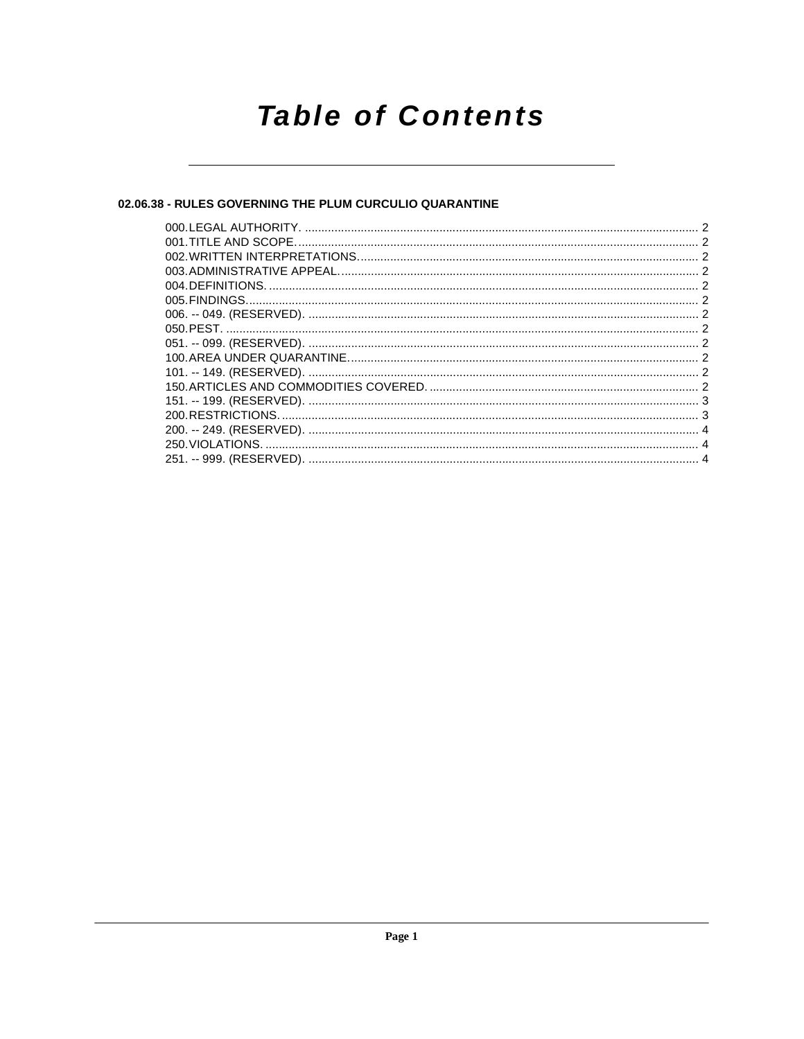# Table of Contents

## 02.06.38 - RULES GOVERNING THE PLUM CURCULIO QUARANTINE

000. LEGAL AUTHORITY. ........................................................................................................ 2
001. TITLE AND SCOPE. ......................................................................................................... 2
002. WRITTEN INTERPRETATIONS. ....................................................................................... 2
003. ADMINISTRATIVE APPEAL. ............................................................................................ 2
004. DEFINITIONS. .................................................................................................................. 2
005. FINDINGS. ........................................................................................................................ 2
006. -- 049. (RESERVED). ....................................................................................................... 2
050. PEST. ............................................................................................................................... 2
051. -- 099. (RESERVED). ....................................................................................................... 2
100. AREA UNDER QUARANTINE. .......................................................................................... 2
101. -- 149. (RESERVED). ....................................................................................................... 2
150. ARTICLES AND COMMODITIES COVERED. ................................................................. 2
151. -- 199. (RESERVED). ....................................................................................................... 3
200. RESTRICTIONS. .............................................................................................................. 3
200. -- 249. (RESERVED). ....................................................................................................... 4
250. VIOLATIONS. ................................................................................................................... 4
251. -- 999. (RESERVED). ....................................................................................................... 4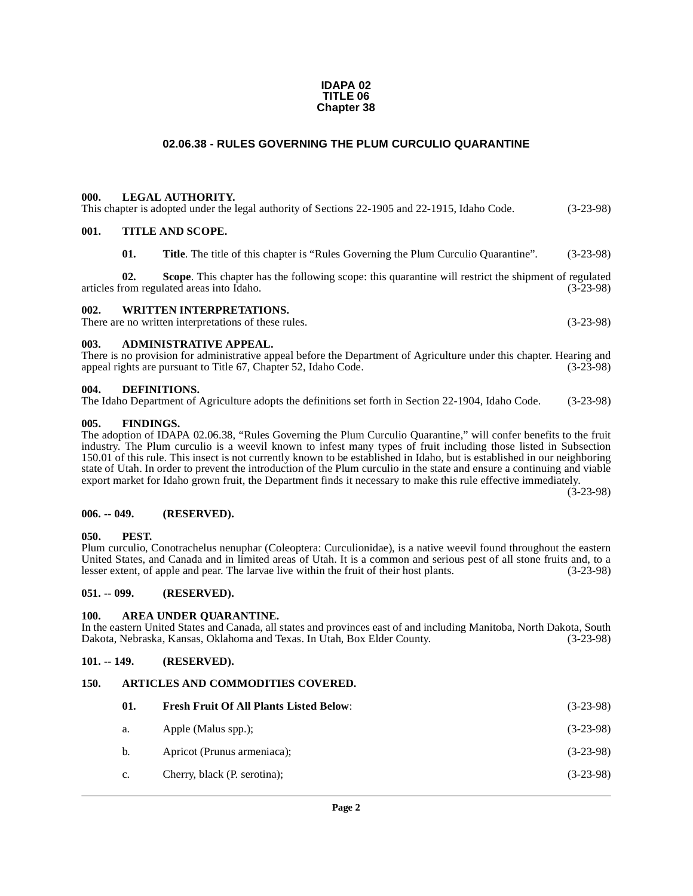**IDAPA 02**
**TITLE 06**
**Chapter 38**

## 02.06.38 - RULES GOVERNING THE PLUM CURCULIO QUARANTINE

### 000. LEGAL AUTHORITY.

This chapter is adopted under the legal authority of Sections 22-1905 and 22-1915, Idaho Code. (3-23-98)

### 001. TITLE AND SCOPE.

**01. Title**. The title of this chapter is "Rules Governing the Plum Curculio Quarantine". (3-23-98)

**02. Scope**. This chapter has the following scope: this quarantine will restrict the shipment of regulated articles from regulated areas into Idaho. (3-23-98)

### 002. WRITTEN INTERPRETATIONS.

There are no written interpretations of these rules. (3-23-98)

### 003. ADMINISTRATIVE APPEAL.

There is no provision for administrative appeal before the Department of Agriculture under this chapter. Hearing and appeal rights are pursuant to Title 67, Chapter 52, Idaho Code. (3-23-98)

### 004. DEFINITIONS.

The Idaho Department of Agriculture adopts the definitions set forth in Section 22-1904, Idaho Code. (3-23-98)

### 005. FINDINGS.

The adoption of IDAPA 02.06.38, "Rules Governing the Plum Curculio Quarantine," will confer benefits to the fruit industry. The Plum curculio is a weevil known to infest many types of fruit including those listed in Subsection 150.01 of this rule. This insect is not currently known to be established in Idaho, but is established in our neighboring state of Utah. In order to prevent the introduction of the Plum curculio in the state and ensure a continuing and viable export market for Idaho grown fruit, the Department finds it necessary to make this rule effective immediately. (3-23-98)

### 006. -- 049. (RESERVED).

### 050. PEST.

Plum curculio, Conotrachelus nenuphar (Coleoptera: Curculionidae), is a native weevil found throughout the eastern United States, and Canada and in limited areas of Utah. It is a common and serious pest of all stone fruits and, to a lesser extent, of apple and pear. The larvae live within the fruit of their host plants. (3-23-98)

### 051. -- 099. (RESERVED).

### 100. AREA UNDER QUARANTINE.

In the eastern United States and Canada, all states and provinces east of and including Manitoba, North Dakota, South Dakota, Nebraska, Kansas, Oklahoma and Texas. In Utah, Box Elder County. (3-23-98)

### 101. -- 149. (RESERVED).

### 150. ARTICLES AND COMMODITIES COVERED.

**01. Fresh Fruit Of All Plants Listed Below**: (3-23-98)

a. Apple (Malus spp.); (3-23-98)

b. Apricot (Prunus armeniaca); (3-23-98)

c. Cherry, black (P. serotina); (3-23-98)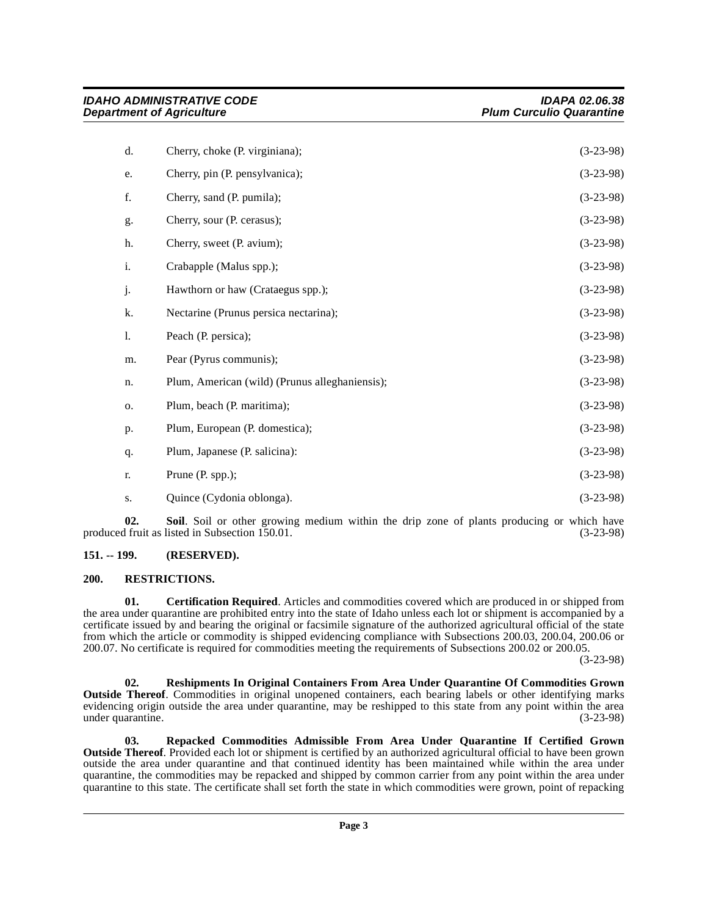d. Cherry, choke (P. virginiana); (3-23-98)

e. Cherry, pin (P. pensylvanica); (3-23-98)

f. Cherry, sand (P. pumila); (3-23-98)

g. Cherry, sour (P. cerasus); (3-23-98)

h. Cherry, sweet (P. avium); (3-23-98)

i. Crabapple (Malus spp.); (3-23-98)

j. Hawthorn or haw (Crataegus spp.); (3-23-98)

k. Nectarine (Prunus persica nectarina); (3-23-98)

l. Peach (P. persica); (3-23-98)

m. Pear (Pyrus communis); (3-23-98)

n. Plum, American (wild) (Prunus alleghaniensis); (3-23-98)

o. Plum, beach (P. maritima); (3-23-98)

p. Plum, European (P. domestica); (3-23-98)

q. Plum, Japanese (P. salicina): (3-23-98)

r. Prune (P. spp.); (3-23-98)

s. Quince (Cydonia oblonga). (3-23-98)

**02. Soil**. Soil or other growing medium within the drip zone of plants producing or which have produced fruit as listed in Subsection 150.01. (3-23-98)

## 151. -- 199. (RESERVED).

## 200. RESTRICTIONS.

**01. Certification Required**. Articles and commodities covered which are produced in or shipped from the area under quarantine are prohibited entry into the state of Idaho unless each lot or shipment is accompanied by a certificate issued by and bearing the original or facsimile signature of the authorized agricultural official of the state from which the article or commodity is shipped evidencing compliance with Subsections 200.03, 200.04, 200.06 or 200.07. No certificate is required for commodities meeting the requirements of Subsections 200.02 or 200.05. (3-23-98)

**02. Reshipments In Original Containers From Area Under Quarantine Of Commodities Grown Outside Thereof**. Commodities in original unopened containers, each bearing labels or other identifying marks evidencing origin outside the area under quarantine, may be reshipped to this state from any point within the area under quarantine. (3-23-98)

**03. Repacked Commodities Admissible From Area Under Quarantine If Certified Grown Outside Thereof**. Provided each lot or shipment is certified by an authorized agricultural official to have been grown outside the area under quarantine and that continued identity has been maintained while within the area under quarantine, the commodities may be repacked and shipped by common carrier from any point within the area under quarantine to this state. The certificate shall set forth the state in which commodities were grown, point of repacking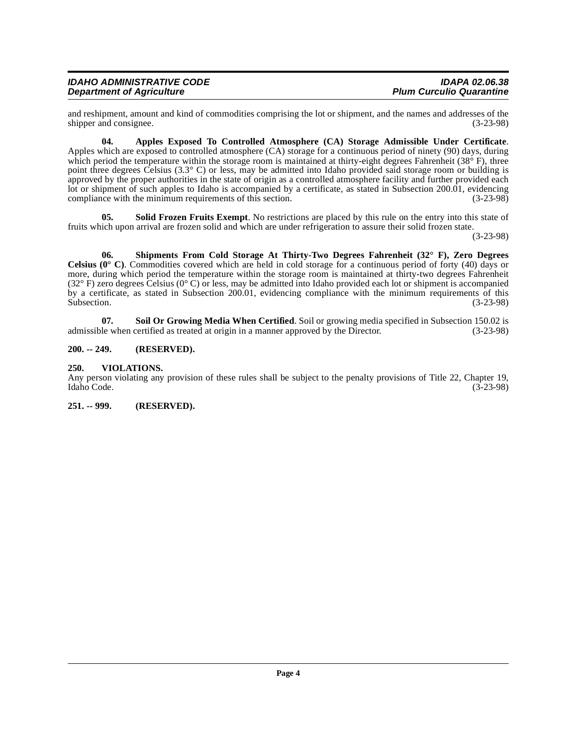and reshipment, amount and kind of commodities comprising the lot or shipment, and the names and addresses of the shipper and consignee. (3-23-98)

**04. Apples Exposed To Controlled Atmosphere (CA) Storage Admissible Under Certificate**. Apples which are exposed to controlled atmosphere (CA) storage for a continuous period of ninety (90) days, during which period the temperature within the storage room is maintained at thirty-eight degrees Fahrenheit (38° F), three point three degrees Celsius (3.3° C) or less, may be admitted into Idaho provided said storage room or building is approved by the proper authorities in the state of origin as a controlled atmosphere facility and further provided each lot or shipment of such apples to Idaho is accompanied by a certificate, as stated in Subsection 200.01, evidencing compliance with the minimum requirements of this section. (3-23-98)

**05. Solid Frozen Fruits Exempt**. No restrictions are placed by this rule on the entry into this state of fruits which upon arrival are frozen solid and which are under refrigeration to assure their solid frozen state. (3-23-98)

**06. Shipments From Cold Storage At Thirty-Two Degrees Fahrenheit (32° F), Zero Degrees Celsius (0° C)**. Commodities covered which are held in cold storage for a continuous period of forty (40) days or more, during which period the temperature within the storage room is maintained at thirty-two degrees Fahrenheit (32° F) zero degrees Celsius (0° C) or less, may be admitted into Idaho provided each lot or shipment is accompanied by a certificate, as stated in Subsection 200.01, evidencing compliance with the minimum requirements of this Subsection. (3-23-98)

**07. Soil Or Growing Media When Certified**. Soil or growing media specified in Subsection 150.02 is admissible when certified as treated at origin in a manner approved by the Director. (3-23-98)

**200. -- 249. (RESERVED).**

**250. VIOLATIONS.**

Any person violating any provision of these rules shall be subject to the penalty provisions of Title 22, Chapter 19, Idaho Code. (3-23-98)

**251. -- 999. (RESERVED).**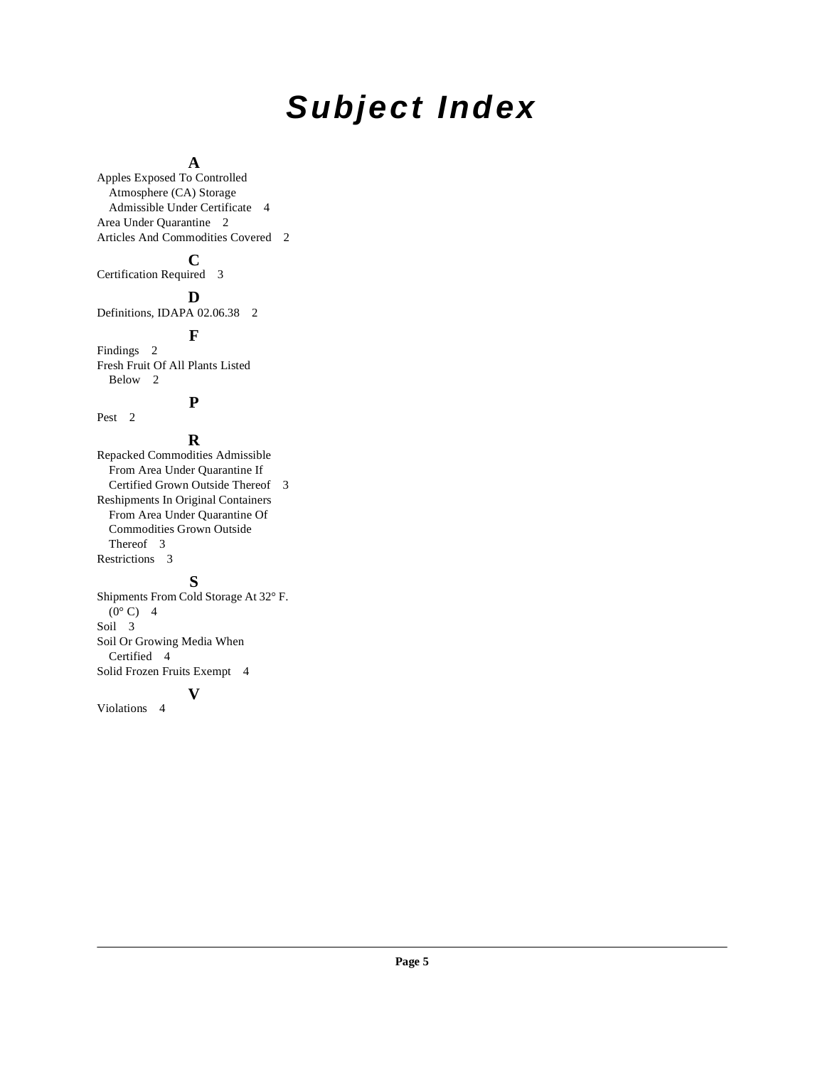# *Subject Index*

**A**

Apples Exposed To Controlled Atmosphere (CA) Storage Admissible Under Certificate 4
Area Under Quarantine 2
Articles And Commodities Covered 2

**C**

Certification Required 3

**D**

Definitions, IDAPA 02.06.38 2

**F**

Findings 2
Fresh Fruit Of All Plants Listed Below 2

**P**

Pest 2

**R**

Repacked Commodities Admissible From Area Under Quarantine If Certified Grown Outside Thereof 3
Reshipments In Original Containers From Area Under Quarantine Of Commodities Grown Outside Thereof 3
Restrictions 3

**S**

Shipments From Cold Storage At 32° F. (0° C) 4
Soil 3
Soil Or Growing Media When Certified 4
Solid Frozen Fruits Exempt 4

**V**

Violations 4